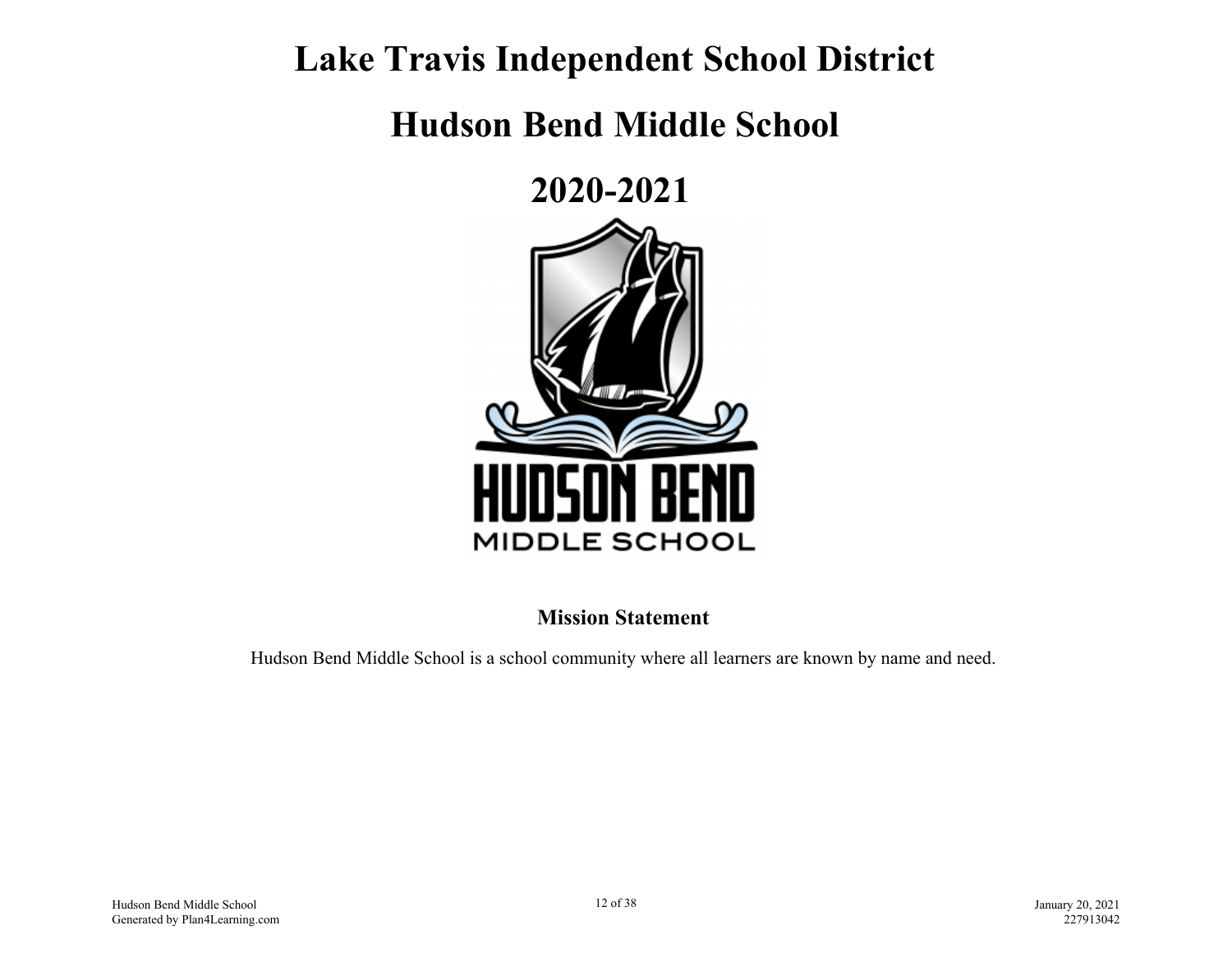# Lake Travis Independent School District

# Hudson Bend Middle School

# 2020-2021

## Mission Statement

Hudson Bend Middle School is a school community where all learners are known by name and need.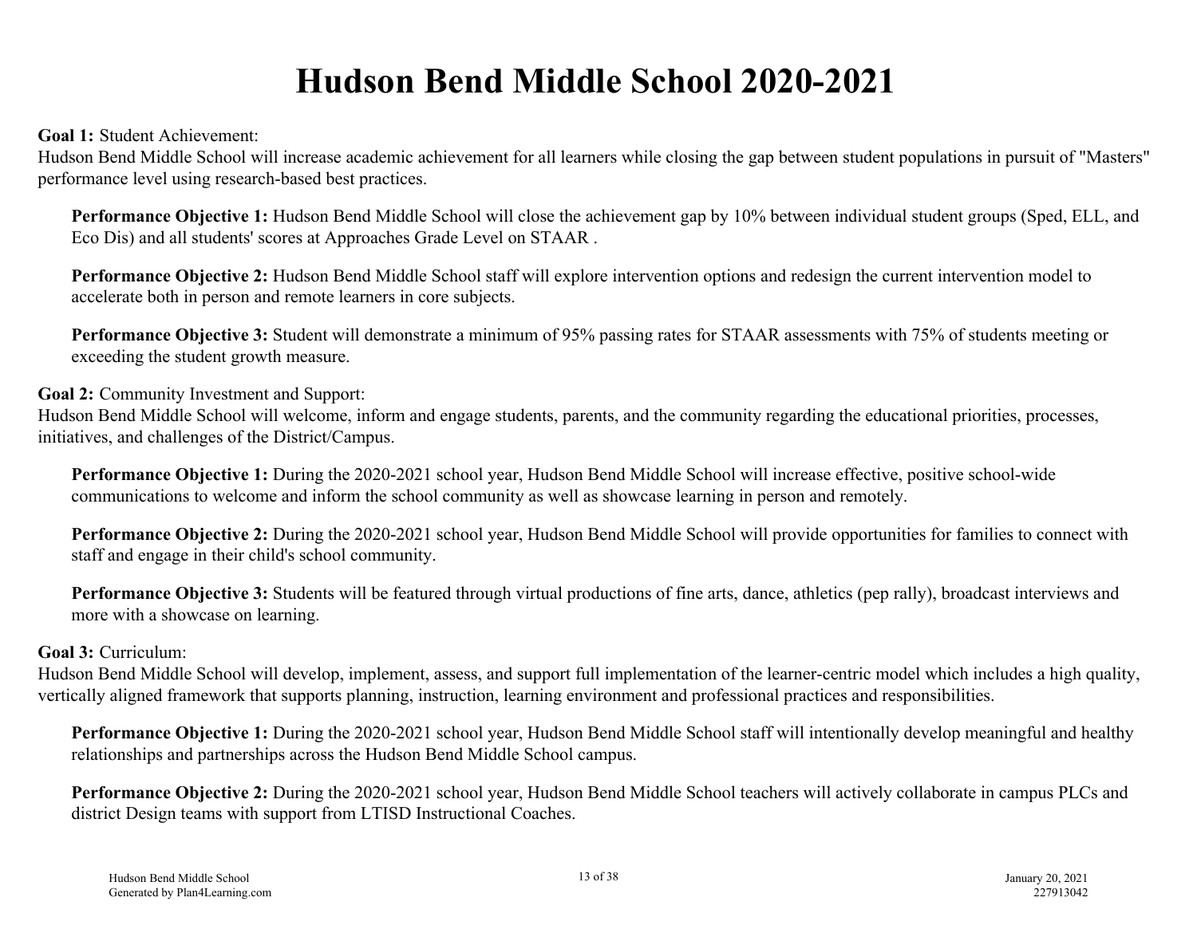# Hudson Bend Middle School 2020-2021

**Goal 1:** Student Achievement:
Hudson Bend Middle School will increase academic achievement for all learners while closing the gap between student populations in pursuit of "Masters" performance level using research-based best practices.

**Performance Objective 1:** Hudson Bend Middle School will close the achievement gap by 10% between individual student groups (Sped, ELL, and Eco Dis) and all students' scores at Approaches Grade Level on STAAR .

**Performance Objective 2:** Hudson Bend Middle School staff will explore intervention options and redesign the current intervention model to accelerate both in person and remote learners in core subjects.

**Performance Objective 3:** Student will demonstrate a minimum of 95% passing rates for STAAR assessments with 75% of students meeting or exceeding the student growth measure.

**Goal 2:** Community Investment and Support:
Hudson Bend Middle School will welcome, inform and engage students, parents, and the community regarding the educational priorities, processes, initiatives, and challenges of the District/Campus.

**Performance Objective 1:** During the 2020-2021 school year, Hudson Bend Middle School will increase effective, positive school-wide communications to welcome and inform the school community as well as showcase learning in person and remotely.

**Performance Objective 2:** During the 2020-2021 school year, Hudson Bend Middle School will provide opportunities for families to connect with staff and engage in their child's school community.

**Performance Objective 3:** Students will be featured through virtual productions of fine arts, dance, athletics (pep rally), broadcast interviews and more with a showcase on learning.

**Goal 3:** Curriculum:
Hudson Bend Middle School will develop, implement, assess, and support full implementation of the learner-centric model which includes a high quality, vertically aligned framework that supports planning, instruction, learning environment and professional practices and responsibilities.

**Performance Objective 1:** During the 2020-2021 school year, Hudson Bend Middle School staff will intentionally develop meaningful and healthy relationships and partnerships across the Hudson Bend Middle School campus.

**Performance Objective 2:** During the 2020-2021 school year, Hudson Bend Middle School teachers will actively collaborate in campus PLCs and district Design teams with support from LTISD Instructional Coaches.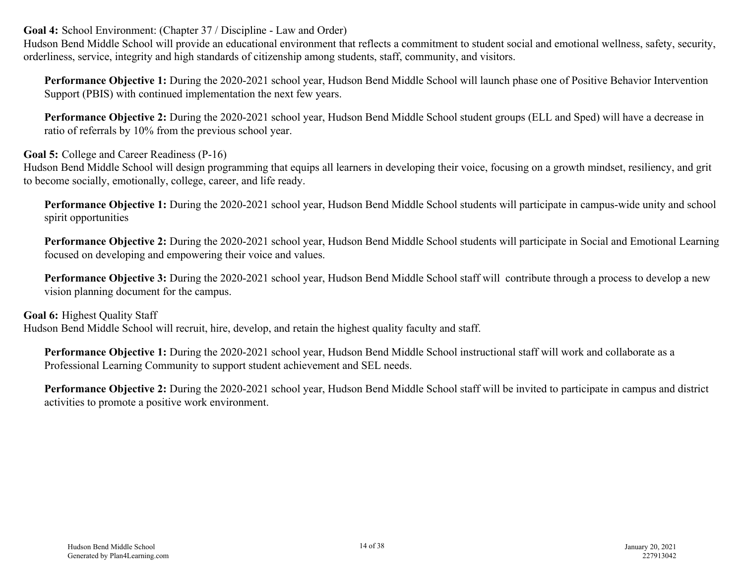**Goal 4:** School Environment: (Chapter 37 / Discipline - Law and Order)

Hudson Bend Middle School will provide an educational environment that reflects a commitment to student social and emotional wellness, safety, security, orderliness, service, integrity and high standards of citizenship among students, staff, community, and visitors.

**Performance Objective 1:** During the 2020-2021 school year, Hudson Bend Middle School will launch phase one of Positive Behavior Intervention Support (PBIS) with continued implementation the next few years.

**Performance Objective 2:** During the 2020-2021 school year, Hudson Bend Middle School student groups (ELL and Sped) will have a decrease in ratio of referrals by 10% from the previous school year.

**Goal 5:** College and Career Readiness (P-16)

Hudson Bend Middle School will design programming that equips all learners in developing their voice, focusing on a growth mindset, resiliency, and grit to become socially, emotionally, college, career, and life ready.

**Performance Objective 1:** During the 2020-2021 school year, Hudson Bend Middle School students will participate in campus-wide unity and school spirit opportunities

**Performance Objective 2:** During the 2020-2021 school year, Hudson Bend Middle School students will participate in Social and Emotional Learning focused on developing and empowering their voice and values.

**Performance Objective 3:** During the 2020-2021 school year, Hudson Bend Middle School staff will contribute through a process to develop a new vision planning document for the campus.

**Goal 6:** Highest Quality Staff

Hudson Bend Middle School will recruit, hire, develop, and retain the highest quality faculty and staff.

**Performance Objective 1:** During the 2020-2021 school year, Hudson Bend Middle School instructional staff will work and collaborate as a Professional Learning Community to support student achievement and SEL needs.

**Performance Objective 2:** During the 2020-2021 school year, Hudson Bend Middle School staff will be invited to participate in campus and district activities to promote a positive work environment.